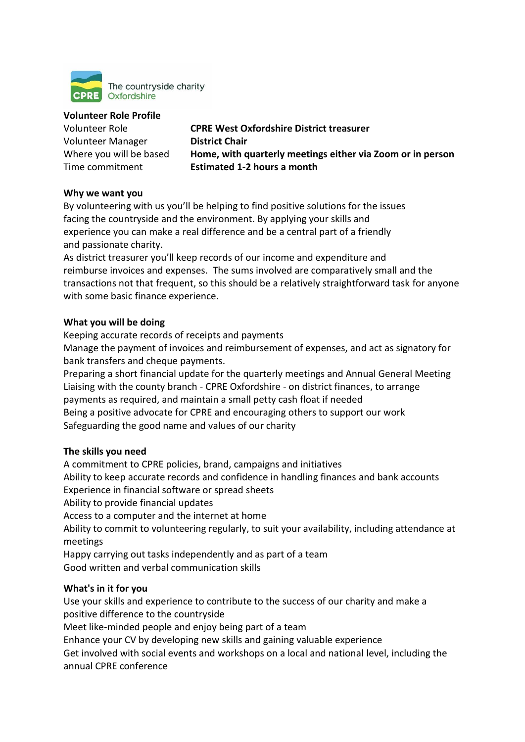The countryside charity
CPRE Oxfordshire

**Volunteer Role Profile**

| | |
|---|---|
| Volunteer Role | **CPRE West Oxfordshire District treasurer** |
| Volunteer Manager | **District Chair** |
| Where you will be based | **Home, with quarterly meetings either via Zoom or in person** |
| Time commitment | **Estimated 1-2 hours a month** |

**Why we want you**

By volunteering with us you'll be helping to find positive solutions for the issues facing the countryside and the environment. By applying your skills and experience you can make a real difference and be a central part of a friendly and passionate charity.

As district treasurer you'll keep records of our income and expenditure and reimburse invoices and expenses. The sums involved are comparatively small and the transactions not that frequent, so this should be a relatively straightforward task for anyone with some basic finance experience.

**What you will be doing**

Keeping accurate records of receipts and payments

Manage the payment of invoices and reimbursement of expenses, and act as signatory for bank transfers and cheque payments.

Preparing a short financial update for the quarterly meetings and Annual General Meeting

Liaising with the county branch - CPRE Oxfordshire - on district finances, to arrange payments as required, and maintain a small petty cash float if needed

Being a positive advocate for CPRE and encouraging others to support our work

Safeguarding the good name and values of our charity

**The skills you need**

A commitment to CPRE policies, brand, campaigns and initiatives

Ability to keep accurate records and confidence in handling finances and bank accounts

Experience in financial software or spread sheets

Ability to provide financial updates

Access to a computer and the internet at home

Ability to commit to volunteering regularly, to suit your availability, including attendance at meetings

Happy carrying out tasks independently and as part of a team

Good written and verbal communication skills

**What's in it for you**

Use your skills and experience to contribute to the success of our charity and make a positive difference to the countryside

Meet like-minded people and enjoy being part of a team

Enhance your CV by developing new skills and gaining valuable experience

Get involved with social events and workshops on a local and national level, including the annual CPRE conference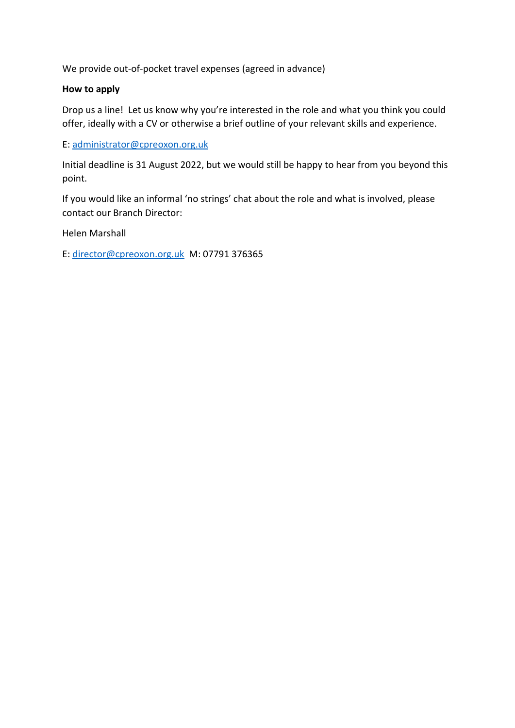We provide out-of-pocket travel expenses (agreed in advance)

**How to apply**

Drop us a line! Let us know why you're interested in the role and what you think you could offer, ideally with a CV or otherwise a brief outline of your relevant skills and experience.

E: administrator@cpreoxon.org.uk

Initial deadline is 31 August 2022, but we would still be happy to hear from you beyond this point.

If you would like an informal 'no strings' chat about the role and what is involved, please contact our Branch Director:

Helen Marshall

E: director@cpreoxon.org.uk M: 07791 376365